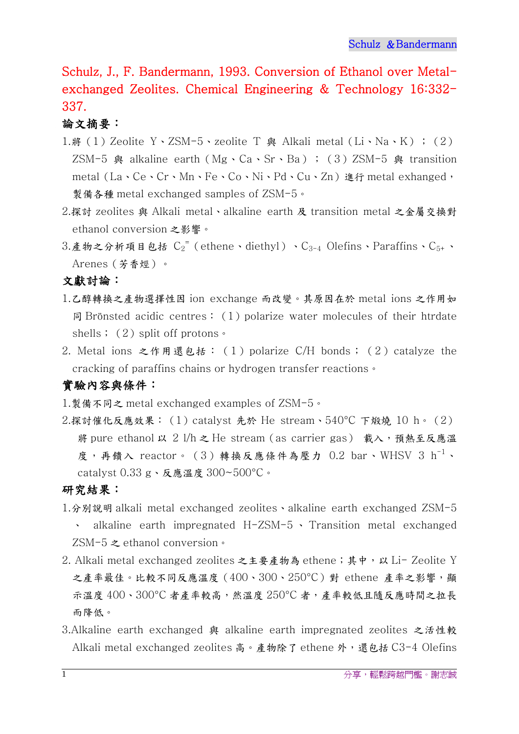Schulz, J., F. Bandermann, 1993. Conversion of Ethanol over Metal-exchanged Zeolites. Chemical Engineering & Technology 16:332-337.

## 論文摘要：

1. 將（1）Zeolite Y、ZSM-5、zeolite T 與 Alkali metal（Li、Na、K）；（2）ZSM-5 與 alkaline earth（Mg、Ca、Sr、Ba）；（3）ZSM-5 與 transition metal（La、Ce、Cr、Mn、Fe、Co、Ni、Pd、Cu、Zn）進行 metal exhanged，製備各種 metal exchanged samples of ZSM-5。
2. 探討 zeolites 與 Alkali metal、alkaline earth 及 transition metal 之金屬交換對 ethanol conversion 之影響。
3. 產物之分析項目包括 $C_2^=$（ethene、diethyl）、$C_{3-4}$ Olefins、Paraffins、$C_{5+}$、Arenes（芳香烴）。

## 文獻討論：

1. 乙醇轉換之產物選擇性因 ion exchange 而改變。其原因在於 metal ions 之作用如同 Brönsted acidic centres：（1）polarize water molecules of their htrdate shells；（2）split off protons。
2. Metal ions 之作用還包括：（1）polarize C/H bonds；（2）catalyze the cracking of paraffins chains or hydrogen transfer reactions。

## 實驗內容與條件：

1. 製備不同之 metal exchanged examples of ZSM-5。
2. 探討催化反應效果：（1）catalyst 先於 He stream、540°C 下煅燒 10 h。（2）將 pure ethanol 以 2 l/h 之 He stream（as carrier gas） 載入，預熱至反應溫度，再饋入 reactor。（3）轉換反應條件為壓力 0.2 bar、WHSV 3 $h^{-1}$、catalyst 0.33 g、反應溫度 300~500°C。

## 研究結果：

1. 分別說明 alkali metal exchanged zeolites、alkaline earth exchanged ZSM-5、alkaline earth impregnated H-ZSM-5、Transition metal exchanged ZSM-5 之 ethanol conversion。
2. Alkali metal exchanged zeolites 之主要產物為 ethene；其中，以 Li- Zeolite Y 之產率最佳。比較不同反應溫度（400、300、250°C）對 ethene 產率之影響，顯示溫度 400、300°C 者產率較高，然溫度 250°C 者，產率較低且隨反應時間之拉長而降低。
3. Alkaline earth exchanged 與 alkaline earth impregnated zeolites 之活性較 Alkali metal exchanged zeolites 高。產物除了 ethene 外，還包括 C3-4 Olefins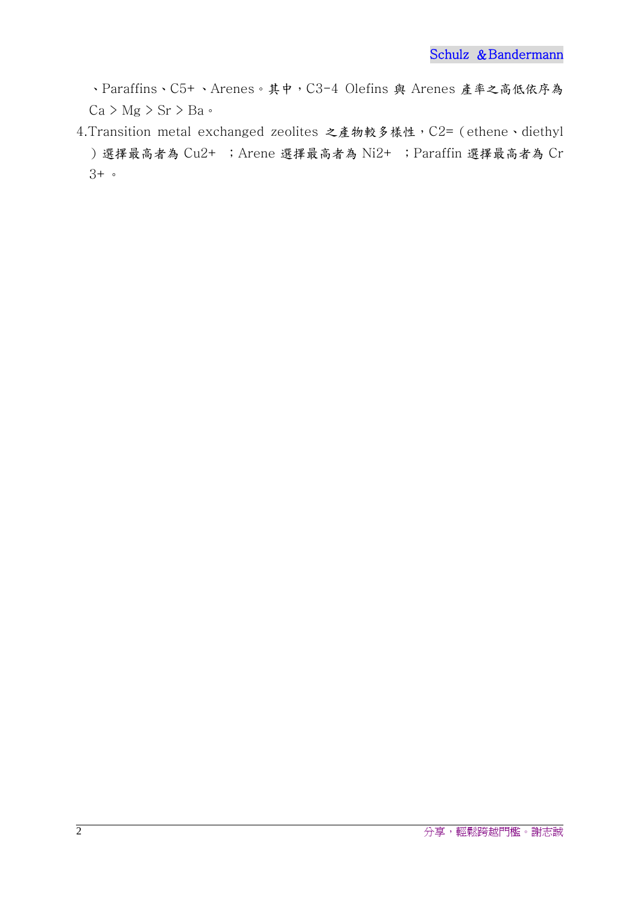、Paraffins、C5+、Arenes。其中，C3-4 Olefins 與 Arenes 產率之高低依序為 Ca > Mg > Sr > Ba。

4.Transition metal exchanged zeolites 之產物較多樣性，C2=（ethene、diethyl）選擇最高者為 $Cu^{2+}$；Arene 選擇最高者為 $Ni^{2+}$；Paraffin 選擇最高者為 $Cr^{3+}$。